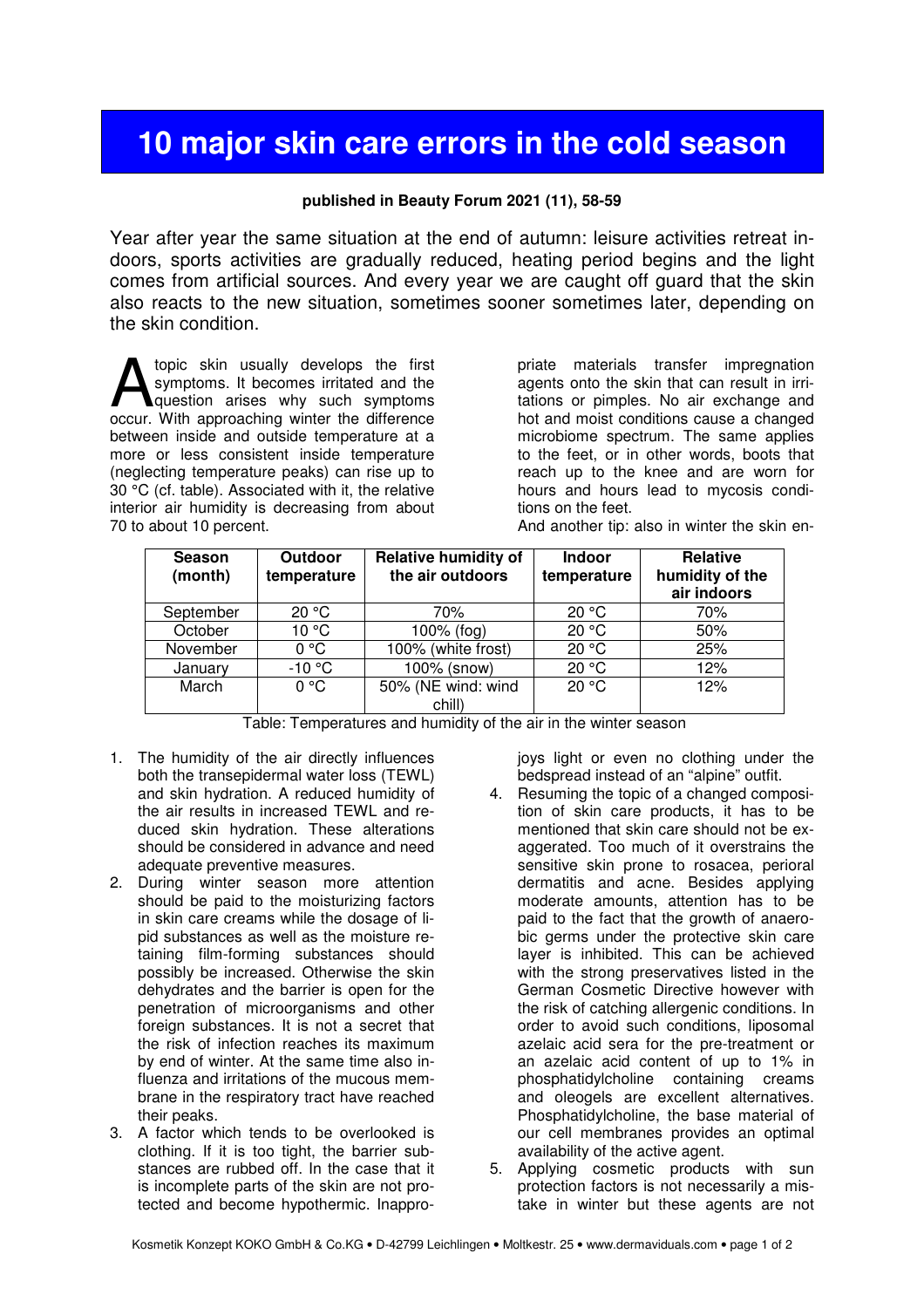# 10 major skin care errors in the cold season

**published in Beauty Forum 2021 (11), 58-59**

Year after year the same situation at the end of autumn: leisure activities retreat indoors, sports activities are gradually reduced, heating period begins and the light comes from artificial sources. And every year we are caught off guard that the skin also reacts to the new situation, sometimes sooner sometimes later, depending on the skin condition.

Atopic skin usually develops the first symptoms. It becomes irritated and the question arises why such symptoms occur. With approaching winter the difference between inside and outside temperature at a more or less consistent inside temperature (neglecting temperature peaks) can rise up to 30 °C (cf. table). Associated with it, the relative interior air humidity is decreasing from about 70 to about 10 percent.

| Season (month) | Outdoor temperature | Relative humidity of the air outdoors | Indoor temperature | Relative humidity of the air indoors |
|---|---|---|---|---|
| September | 20 °C | 70% | 20 °C | 70% |
| October | 10 °C | 100% (fog) | 20 °C | 50% |
| November | 0 °C | 100% (white frost) | 20 °C | 25% |
| January | -10 °C | 100% (snow) | 20 °C | 12% |
| March | 0 °C | 50% (NE wind: wind chill) | 20 °C | 12% |

Table: Temperatures and humidity of the air in the winter season

1. The humidity of the air directly influences both the transepidermal water loss (TEWL) and skin hydration. A reduced humidity of the air results in increased TEWL and reduced skin hydration. These alterations should be considered in advance and need adequate preventive measures.
2. During winter season more attention should be paid to the moisturizing factors in skin care creams while the dosage of lipid substances as well as the moisture retaining film-forming substances should possibly be increased. Otherwise the skin dehydrates and the barrier is open for the penetration of microorganisms and other foreign substances. It is not a secret that the risk of infection reaches its maximum by end of winter. At the same time also influenza and irritations of the mucous membrane in the respiratory tract have reached their peaks.
3. A factor which tends to be overlooked is clothing. If it is too tight, the barrier substances are rubbed off. In the case that it is incomplete parts of the skin are not protected and become hypothermic. Inappropriate materials transfer impregnation agents onto the skin that can result in irritations or pimples. No air exchange and hot and moist conditions cause a changed microbiome spectrum. The same applies to the feet, or in other words, boots that reach up to the knee and are worn for hours and hours lead to mycosis conditions on the feet.
   And another tip: also in winter the skin enjoys light or even no clothing under the bedspread instead of an "alpine" outfit.
4. Resuming the topic of a changed composition of skin care products, it has to be mentioned that skin care should not be exaggerated. Too much of it overstrains the sensitive skin prone to rosacea, perioral dermatitis and acne. Besides applying moderate amounts, attention has to be paid to the fact that the growth of anaerobic germs under the protective skin care layer is inhibited. This can be achieved with the strong preservatives listed in the German Cosmetic Directive however with the risk of catching allergenic conditions. In order to avoid such conditions, liposomal azelaic acid sera for the pre-treatment or an azelaic acid content of up to 1% in phosphatidylcholine containing creams and oleogels are excellent alternatives. Phosphatidylcholine, the base material of our cell membranes provides an optimal availability of the active agent.
5. Applying cosmetic products with sun protection factors is not necessarily a mistake in winter but these agents are not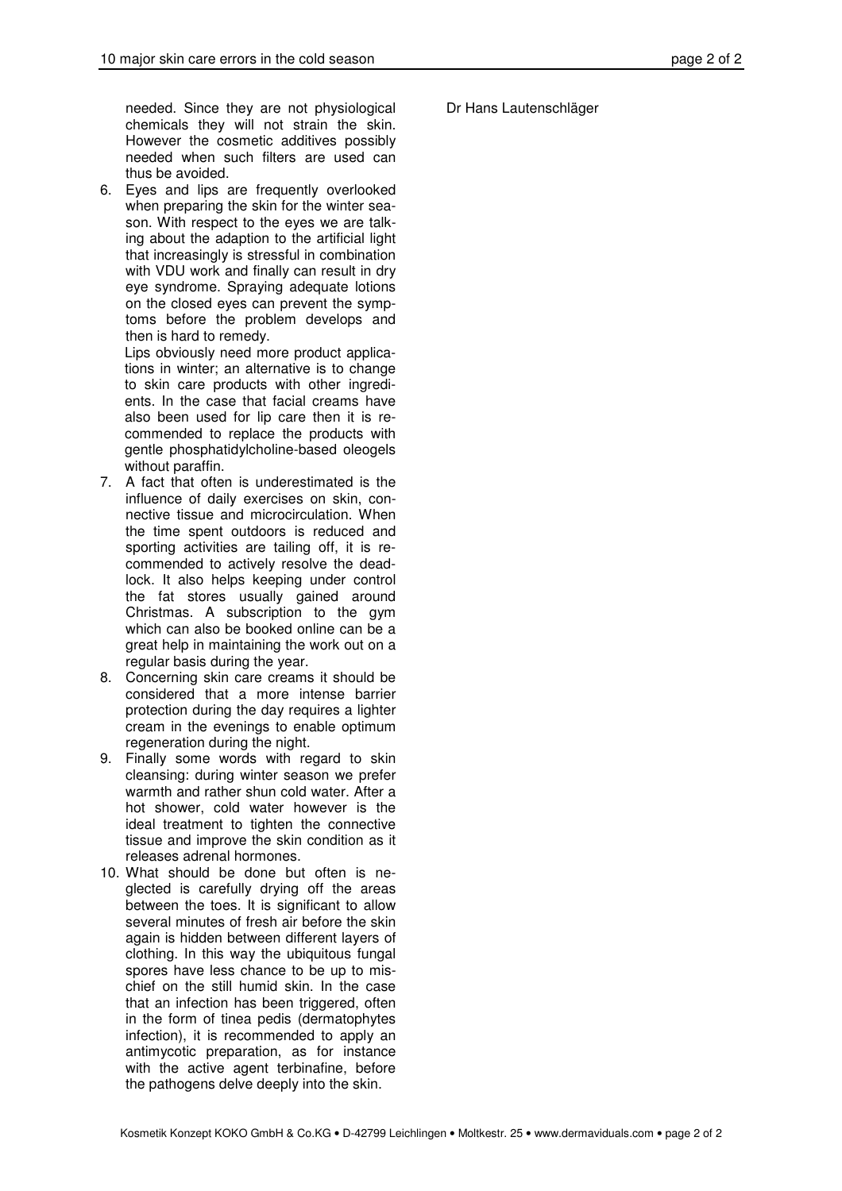needed. Since they are not physiological chemicals they will not strain the skin. However the cosmetic additives possibly needed when such filters are used can thus be avoided.

6. Eyes and lips are frequently overlooked when preparing the skin for the winter season. With respect to the eyes we are talking about the adaption to the artificial light that increasingly is stressful in combination with VDU work and finally can result in dry eye syndrome. Spraying adequate lotions on the closed eyes can prevent the symptoms before the problem develops and then is hard to remedy.
   Lips obviously need more product applications in winter; an alternative is to change to skin care products with other ingredients. In the case that facial creams have also been used for lip care then it is recommended to replace the products with gentle phosphatidylcholine-based oleogels without paraffin.
7. A fact that often is underestimated is the influence of daily exercises on skin, connective tissue and microcirculation. When the time spent outdoors is reduced and sporting activities are tailing off, it is recommended to actively resolve the deadlock. It also helps keeping under control the fat stores usually gained around Christmas. A subscription to the gym which can also be booked online can be a great help in maintaining the work out on a regular basis during the year.
8. Concerning skin care creams it should be considered that a more intense barrier protection during the day requires a lighter cream in the evenings to enable optimum regeneration during the night.
9. Finally some words with regard to skin cleansing: during winter season we prefer warmth and rather shun cold water. After a hot shower, cold water however is the ideal treatment to tighten the connective tissue and improve the skin condition as it releases adrenal hormones.
10. What should be done but often is neglected is carefully drying off the areas between the toes. It is significant to allow several minutes of fresh air before the skin again is hidden between different layers of clothing. In this way the ubiquitous fungal spores have less chance to be up to mischief on the still humid skin. In the case that an infection has been triggered, often in the form of tinea pedis (dermatophytes infection), it is recommended to apply an antimycotic preparation, as for instance with the active agent terbinafine, before the pathogens delve deeply into the skin.

Dr Hans Lautenschläger